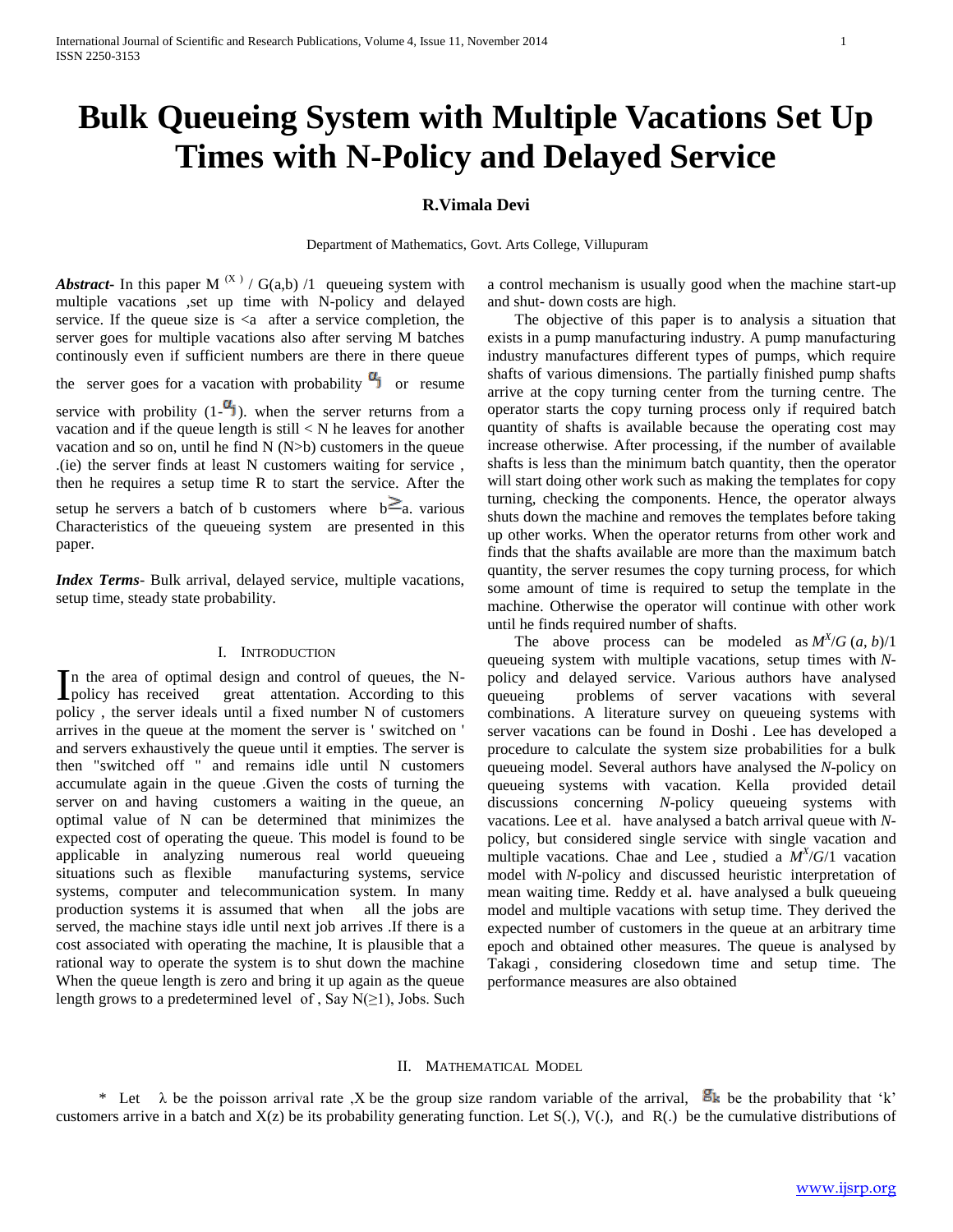# Bulk Queueing System with Multiple Vacations Set Up Times with N-Policy and Delayed Service

**R.Vimala Devi**

Department of Mathematics, Govt. Arts College, Villupuram

***Abstract*-** In this paper $M^{(X)} / G(a,b) /1$ queueing system with multiple vacations ,set up time with N-policy and delayed service. If the queue size is <a after a service completion, the server goes for multiple vacations also after serving M batches continously even if sufficient numbers are there in there queue the server goes for a vacation with probability $\alpha_j$ or resume service with probility $(1-\alpha_j)$. when the server returns from a vacation and if the queue length is still < N he leaves for another vacation and so on, until he find N (N>b) customers in the queue .(ie) the server finds at least N customers waiting for service , then he requires a setup time R to start the service. After the setup he servers a batch of b customers where $b \geq a$. various Characteristics of the queueing system are presented in this paper.

***Index Terms*-** Bulk arrival, delayed service, multiple vacations, setup time, steady state probability.

## I. Introduction

In the area of optimal design and control of queues, the N-policy has received great attention. According to this policy , the server ideals until a fixed number N of customers arrives in the queue at the moment the server is ' switched on ' and servers exhaustively the queue until it empties. The server is then "switched off " and remains idle until N customers accumulate again in the queue .Given the costs of turning the server on and having customers a waiting in the queue, an optimal value of N can be determined that minimizes the expected cost of operating the queue. This model is found to be applicable in analyzing numerous real world queueing situations such as flexible manufacturing systems, service systems, computer and telecommunication system. In many production systems it is assumed that when all the jobs are served, the machine stays idle until next job arrives .If there is a cost associated with operating the machine, It is plausible that a rational way to operate the system is to shut down the machine When the queue length is zero and bring it up again as the queue length grows to a predetermined level of , Say N(≥1), Jobs. Such a control mechanism is usually good when the machine start-up and shut- down costs are high.

The objective of this paper is to analysis a situation that exists in a pump manufacturing industry. A pump manufacturing industry manufactures different types of pumps, which require shafts of various dimensions. The partially finished pump shafts arrive at the copy turning center from the turning centre. The operator starts the copy turning process only if required batch quantity of shafts is available because the operating cost may increase otherwise. After processing, if the number of available shafts is less than the minimum batch quantity, then the operator will start doing other work such as making the templates for copy turning, checking the components. Hence, the operator always shuts down the machine and removes the templates before taking up other works. When the operator returns from other work and finds that the shafts available are more than the maximum batch quantity, the server resumes the copy turning process, for which some amount of time is required to setup the template in the machine. Otherwise the operator will continue with other work until he finds required number of shafts.

The above process can be modeled as $M^X/G(a, b)/1$ queueing system with multiple vacations, setup times with *N*-policy and delayed service. Various authors have analysed queueing problems of server vacations with several combinations. A literature survey on queueing systems with server vacations can be found in Doshi . Lee has developed a procedure to calculate the system size probabilities for a bulk queueing model. Several authors have analysed the *N*-policy on queueing systems with vacation. Kella provided detail discussions concerning *N*-policy queueing systems with vacations. Lee et al. have analysed a batch arrival queue with *N*-policy, but considered single service with single vacation and multiple vacations. Chae and Lee , studied a $M^X/G/1$ vacation model with *N*-policy and discussed heuristic interpretation of mean waiting time. Reddy et al. have analysed a bulk queueing model and multiple vacations with setup time. They derived the expected number of customers in the queue at an arbitrary time epoch and obtained other measures. The queue is analysed by Takagi , considering closedown time and setup time. The performance measures are also obtained

## II. Mathematical Model

\* Let λ be the poisson arrival rate ,X be the group size random variable of the arrival, $g_k$ be the probability that 'k' customers arrive in a batch and X(z) be its probability generating function. Let S(.), V(.), and R(.) be the cumulative distributions of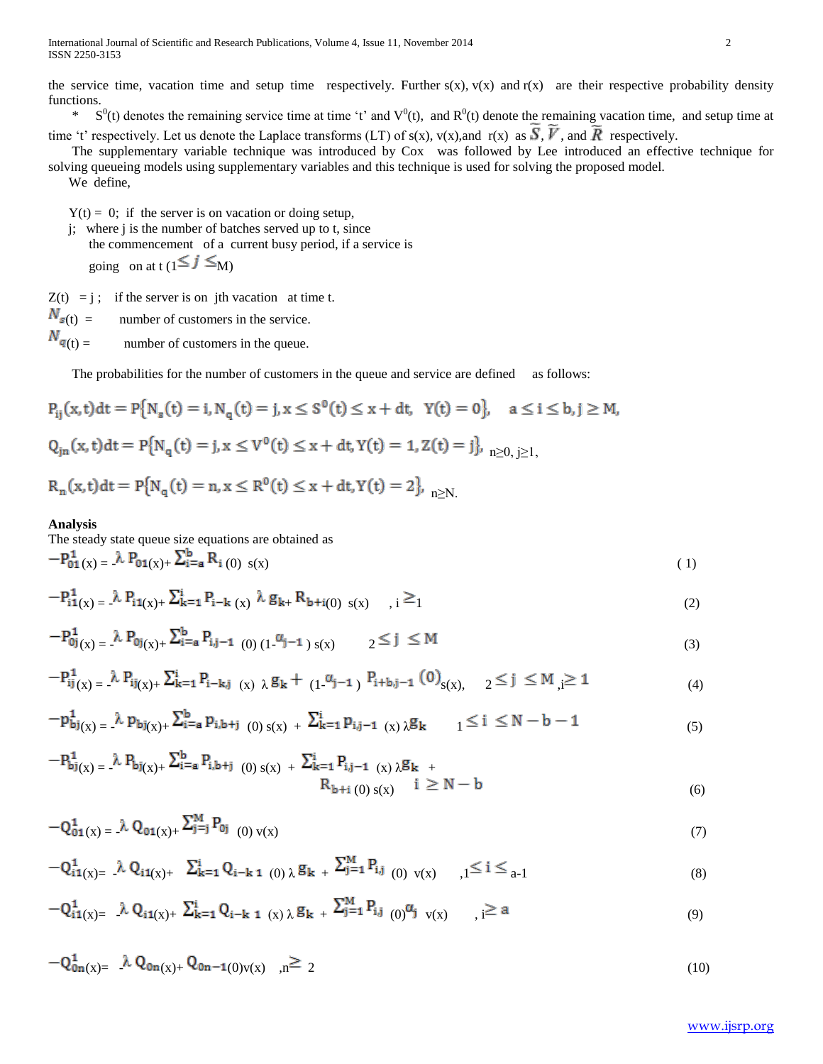the service time, vacation time and setup time respectively. Further s(x), v(x) and r(x) are their respective probability density functions.

\* $S^0(t)$ denotes the remaining service time at time 't' and $V^0(t)$, and $R^0(t)$ denote the remaining vacation time, and setup time at time 't' respectively. Let us denote the Laplace transforms (LT) of s(x), v(x),and r(x) as $\tilde{S}$, $\tilde{V}$, and $\tilde{R}$ respectively.

The supplementary variable technique was introduced by Cox was followed by Lee introduced an effective technique for solving queueing models using supplementary variables and this technique is used for solving the proposed model.

We define,

$Y(t) = 0$; if the server is on vacation or doing setup,

j; where j is the number of batches served up to t, since the commencement of a current busy period, if a service is going on at t ($1 \leq j \leq M$)

$Z(t) = j$ ; if the server is on jth vacation at time t.

$N_s(t)$ = number of customers in the service.

$N_q(t)$ = number of customers in the queue.

The probabilities for the number of customers in the queue and service are defined as follows:

$$P_{ij}(x,t)dt = P\{N_s(t) = i, N_q(t) = j, x \leq S^0(t) \leq x + dt, \ Y(t) = 0\}, \quad a \leq i \leq b, j \geq M,$$

$$Q_{jn}(x,t)dt = P\{N_q(t) = j, x \leq V^0(t) \leq x + dt, Y(t) = 1, Z(t) = j\}, \ n \geq 0, j \geq 1,$$

$$R_n(x,t)dt = P\{N_q(t) = n, x \leq R^0(t) \leq x + dt, Y(t) = 2\}, \ n \geq N.$$

**Analysis**

The steady state queue size equations are obtained as

$$-P_{01}^{1}(x) = -\lambda P_{01}(x) + \sum_{i=a}^{b} R_i(0)\, s(x) \tag{1}$$

$$-P_{i1}^{1}(x) = -\lambda P_{i1}(x) + \sum_{k=1}^{i} P_{i-k}(x)\, \lambda g_k + R_{b+i}(0)\, s(x) \quad, i \geq 1 \tag{2}$$

$$-P_{0j}^{1}(x) = -\lambda P_{0j}(x) + \sum_{i=a}^{b} P_{i,j-1}(0)(1-\alpha_{j-1})\, s(x) \qquad 2 \leq j \leq M \tag{3}$$

$$-P_{ij}^{1}(x) = -\lambda P_{ij}(x) + \sum_{k=1}^{i} P_{i-kj}(x)\, \lambda g_k + (1-\alpha_{j-1})\, P_{i+bj-1}(0)\, s(x), \quad 2 \leq j \leq M, i \geq 1 \tag{4}$$

$$-p_{bj}^{1}(x) = -\lambda p_{bj}(x) + \sum_{i=a}^{b} p_{i,b+j}(0)\, s(x) + \sum_{k=1}^{i} p_{i,j-1}(x)\, \lambda g_k \qquad 1 \leq i \leq N-b-1 \tag{5}$$

$$-P_{bj}^{1}(x) = -\lambda P_{bj}(x) + \sum_{i=a}^{b} P_{i,b+j}(0)\, s(x) + \sum_{k=1}^{i} P_{i,j-1}(x)\, \lambda g_k + R_{b+i}(0)\, s(x) \quad i \geq N-b \tag{6}$$

$$-Q_{01}^{1}(x) = -\lambda Q_{01}(x) + \sum_{j=j}^{M} P_{0j}(0)\, v(x) \tag{7}$$

$$-Q_{i1}^{1}(x) = -\lambda Q_{i1}(x) + \sum_{k=1}^{i} Q_{i-k\,1}(0)\, \lambda g_k + \sum_{j=1}^{M} P_{i,j}(0)\, v(x) \quad ,1 \leq i \leq a-1 \tag{8}$$

$$-Q_{i1}^{1}(x) = -\lambda Q_{i1}(x) + \sum_{k=1}^{i} Q_{i-k\,1}(x)\, \lambda g_k + \sum_{j=1}^{M} P_{i,j}(0)\alpha_j\, v(x) \quad , i \geq a \tag{9}$$

$$-Q_{0n}^{1}(x) = -\lambda Q_{0n}(x) + Q_{0n-1}(0)v(x) \quad ,n \geq 2 \tag{10}$$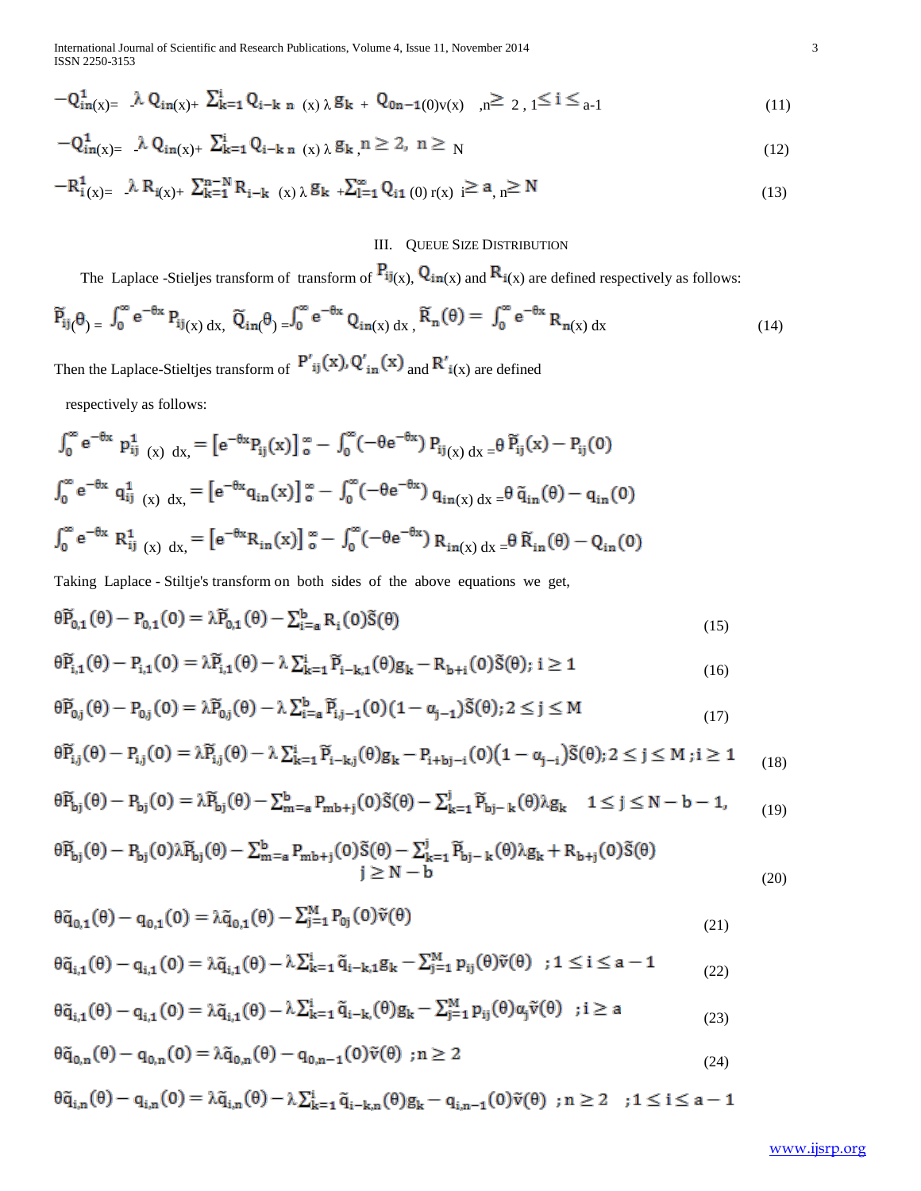$$-Q_{in}^{1}(x) = -\lambda\, Q_{in}(x) + \sum_{k=1}^{i} Q_{i-k\ n}(x)\,\lambda\, g_k + Q_{0n-1}(0)v(x) \quad ,n \geq 2\ ,\ 1 \leq i \leq a\text{-}1 \tag{11}$$

$$-Q_{in}^{1}(x) = -\lambda\, Q_{in}(x) + \sum_{k=1}^{i} Q_{i-k\ n}(x)\,\lambda\, g_k\ , n \geq 2,\ n \geq N \tag{12}$$

$$-R_{i}^{1}(x) = -\lambda\, R_{i}(x) + \sum_{k=1}^{n-N} R_{i-k}(x)\,\lambda\, g_k + \sum_{l=1}^{\infty} Q_{i1}(0)\, r(x)\ \ i \geq a,\ n \geq N \tag{13}$$

## III. Queue Size Distribution

The Laplace -Stieljes transform of transform of $P_{ij}(x)$, $Q_{in}(x)$ and $R_{i}(x)$ are defined respectively as follows:

$$\widetilde{P}_{ij}(\theta) = \int_0^{\infty} e^{-\theta x}\, P_{ij}(x)\, dx,\ \ \widetilde{Q}_{in}(\theta) = \int_0^{\infty} e^{-\theta x}\, Q_{in}(x)\, dx\ ,\ \ \widetilde{R}_{n}(\theta) = \int_0^{\infty} e^{-\theta x}\, R_{n}(x)\, dx \tag{14}$$

Then the Laplace-Stieltjes transform of $P'_{ij}(x), Q'_{in}(x)$ and $R'_{i}(x)$ are defined

respectively as follows:

$$\int_0^{\infty} e^{-\theta x}\, p_{ij}^{1}(x)\, dx, = \left[e^{-\theta x} P_{ij}(x)\right]_0^{\infty} - \int_0^{\infty}\left(-\theta e^{-\theta x}\right) P_{ij}(x)\, dx = \theta\, \widetilde{P}_{ij}(x) - P_{ij}(0)$$

$$\int_0^{\infty} e^{-\theta x}\, q_{ij}^{1}(x)\, dx, = \left[e^{-\theta x} q_{in}(x)\right]_0^{\infty} - \int_0^{\infty}\left(-\theta e^{-\theta x}\right) q_{in}(x)\, dx = \theta\, \tilde{q}_{in}(\theta) - q_{in}(0)$$

$$\int_0^{\infty} e^{-\theta x}\, R_{ij}^{1}(x)\, dx, = \left[e^{-\theta x} R_{in}(x)\right]_0^{\infty} - \int_0^{\infty}\left(-\theta e^{-\theta x}\right) R_{in}(x)\, dx = \theta\, \widetilde{R}_{in}(\theta) - Q_{in}(0)$$

Taking Laplace - Stiltje's transform on both sides of the above equations we get,

$$\theta \widetilde{P}_{0,1}(\theta) - P_{0,1}(0) = \lambda \widetilde{P}_{0,1}(\theta) - \sum_{i=a}^{b} R_i(0)\widetilde{S}(\theta) \tag{15}$$

$$\theta \widetilde{P}_{i,1}(\theta) - P_{i,1}(0) = \lambda \widetilde{P}_{i,1}(\theta) - \lambda \sum_{k=1}^{i} \widetilde{P}_{i-k,1}(\theta) g_k - R_{b+i}(0)\widetilde{S}(\theta);\ i \geq 1 \tag{16}$$

$$\theta \widetilde{P}_{0,j}(\theta) - P_{0,j}(0) = \lambda \widetilde{P}_{0,j}(\theta) - \lambda \sum_{i=a}^{b} \widetilde{P}_{i,j-1}(0)(1-\alpha_{j-1})\widetilde{S}(\theta);\ 2 \leq j \leq M \tag{17}$$

$$\theta \widetilde{P}_{i,j}(\theta) - P_{i,j}(0) = \lambda \widetilde{P}_{i,j}(\theta) - \lambda \sum_{k=1}^{i} \widetilde{P}_{i-k,j}(\theta) g_k - P_{i+b,j-i}(0)\left(1-\alpha_{j-i}\right)\widetilde{S}(\theta);\ 2 \leq j \leq M\ ;\ i \geq 1 \tag{18}$$

$$\theta \widetilde{P}_{bj}(\theta) - P_{bj}(0) = \lambda \widetilde{P}_{bj}(\theta) - \sum_{m=a}^{b} P_{mb+j}(0)\widetilde{S}(\theta) - \sum_{k=1}^{j} \widetilde{P}_{bj-k}(\theta)\lambda g_k \quad 1 \leq j \leq N-b-1, \tag{19}$$

$$\theta \widetilde{P}_{bj}(\theta) - P_{bj}(0)\lambda \widetilde{P}_{bj}(\theta) - \sum_{m=a}^{b} P_{mb+j}(0)\widetilde{S}(\theta) - \sum_{k=1}^{j} \widetilde{P}_{bj-k}(\theta)\lambda g_k + R_{b+j}(0)\widetilde{S}(\theta) \quad j \geq N-b \tag{20}$$

$$\theta \tilde{q}_{0,1}(\theta) - q_{0,1}(0) = \lambda \tilde{q}_{0,1}(\theta) - \sum_{j=1}^{M} P_{0j}(0)\tilde{v}(\theta) \tag{21}$$

$$\theta \tilde{q}_{i,1}(\theta) - q_{i,1}(0) = \lambda \tilde{q}_{i,1}(\theta) - \lambda \sum_{k=1}^{i} \tilde{q}_{i-k,1} g_k - \sum_{j=1}^{M} p_{ij}(\theta)\tilde{v}(\theta)\quad ;1 \leq i \leq a-1 \tag{22}$$

$$\theta \tilde{q}_{i,1}(\theta) - q_{i,1}(0) = \lambda \tilde{q}_{i,1}(\theta) - \lambda \sum_{k=1}^{i} \tilde{q}_{i-k,}(\theta) g_k - \sum_{j=1}^{M} p_{ij}(\theta)\alpha_j \tilde{v}(\theta)\quad ;i \geq a \tag{23}$$

$$\theta \tilde{q}_{0,n}(\theta) - q_{0,n}(0) = \lambda \tilde{q}_{0,n}(\theta) - q_{0,n-1}(0)\tilde{v}(\theta)\ ;n \geq 2 \tag{24}$$

$$\theta \tilde{q}_{i,n}(\theta) - q_{i,n}(0) = \lambda \tilde{q}_{i,n}(\theta) - \lambda \sum_{k=1}^{i} \tilde{q}_{i-k,n}(\theta) g_k - q_{i,n-1}(0)\tilde{v}(\theta)\ ;n \geq 2\quad ;1 \leq i \leq a-1$$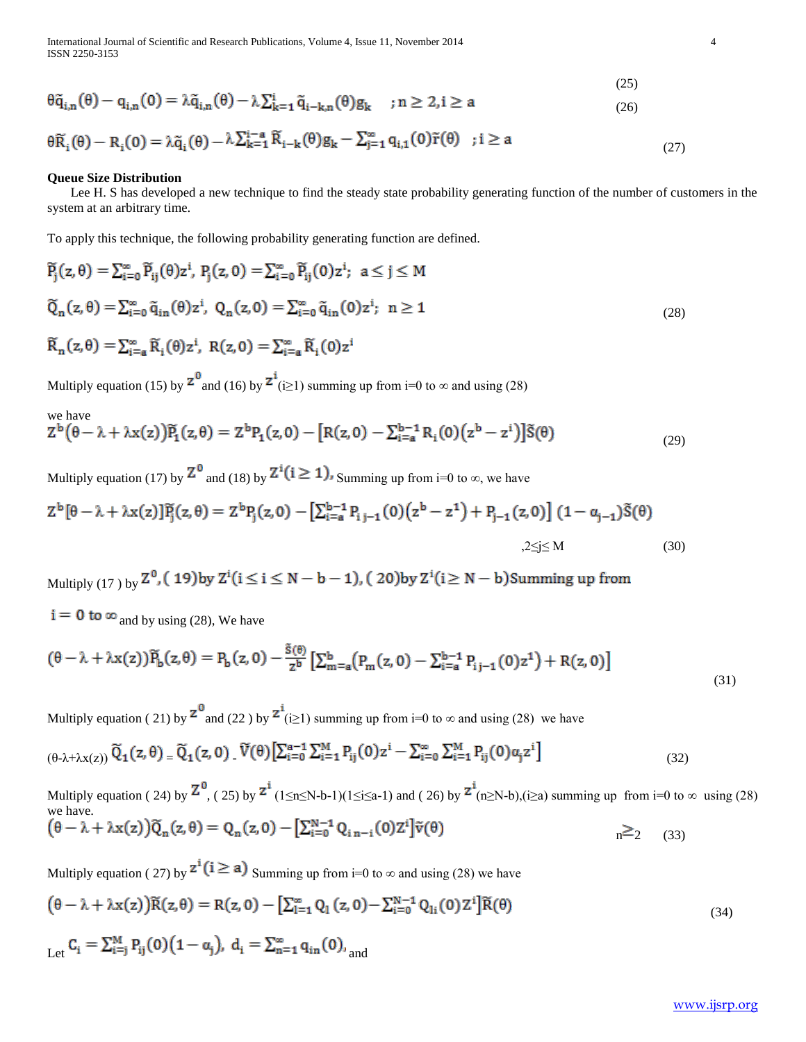$$\theta\tilde{q}_{i,n}(\theta) - q_{i,n}(0) = \lambda\tilde{q}_{i,n}(\theta) - \lambda\sum_{k=1}^{i}\tilde{q}_{i-k,n}(\theta)g_k \quad ; n \geq 2, i \geq a \tag{25, 26}$$

$$\theta\tilde{R}_i(\theta) - R_i(0) = \lambda\tilde{q}_i(\theta) - \lambda\sum_{k=1}^{i-a}\tilde{R}_{i-k}(\theta)g_k - \sum_{j=1}^{\infty}q_{i,1}(0)\tilde{r}(\theta) \quad ; i \geq a \tag{27}$$

**Queue Size Distribution**

Lee H. S has developed a new technique to find the steady state probability generating function of the number of customers in the system at an arbitrary time.

To apply this technique, the following probability generating function are defined.

$$\tilde{P}_j(z,\theta) = \sum_{i=0}^{\infty}\tilde{P}_{ij}(\theta)z^i, \; P_j(z,0) = \sum_{i=0}^{\infty}\tilde{P}_{ij}(0)z^i; \;\; a \leq j \leq M$$

$$\tilde{Q}_n(z,\theta) = \sum_{i=0}^{\infty}\tilde{q}_{in}(\theta)z^i, \; Q_n(z,0) = \sum_{i=0}^{\infty}\tilde{q}_{in}(0)z^i; \;\; n \geq 1 \tag{28}$$

$$\tilde{R}_n(z,\theta) = \sum_{i=a}^{\infty}\tilde{R}_i(\theta)z^i, \; R(z,0) = \sum_{i=a}^{\infty}\tilde{R}_i(0)z^i$$

Multiply equation (15) by $z^0$ and (16) by $z^i$ ($i \geq 1$) summing up from i=0 to ∞ and using (28)

we have

$$z^b\big(\theta - \lambda + \lambda x(z)\big)\tilde{P}_1(z,\theta) = z^b P_1(z,0) - \Big[R(z,0) - \sum_{i=a}^{b-1}R_i(0)\big(z^b - z^i\big)\Big]\tilde{S}(\theta) \tag{29}$$

Multiply equation (17) by $Z^0$ and (18) by $Z^i (i \geq 1)$, Summing up from i=0 to ∞, we have

$$z^b[\theta - \lambda + \lambda x(z)]\tilde{P}_j(z,\theta) = z^b P_j(z,0) - \Big[\sum_{i=a}^{b-1}P_{i\,j-1}(0)\big(z^b - z^1\big) + P_{j-1}(z,0)\Big]\,(1 - \alpha_{j-1})\tilde{S}(\theta)$$

$$,2 \leq j \leq M \tag{30}$$

Multiply (17 ) by $Z^0$, ( 19) by $Z^i (i \leq i \leq N-b-1)$, ( 20) by $Z^i (i \geq N-b)$ Summing up from $i = 0$ to $\infty$ and by using (28), We have

$$\big(\theta - \lambda + \lambda x(z)\big)\tilde{P}_b(z,\theta) = P_b(z,0) - \frac{\tilde{S}(\theta)}{z^b}\Big[\sum_{m=a}^{b}\Big(P_m(z,0) - \sum_{i=a}^{b-1}P_{i\,j-1}(0)z^1\Big) + R(z,0)\Big] \tag{31}$$

Multiply equation ( 21) by $z^0$ and (22 ) by $z^i$ ($i \geq 1$) summing up from i=0 to ∞ and using (28) we have

$$(\theta-\lambda+\lambda x(z))\,\tilde{Q}_1(z,\theta) = \tilde{Q}_1(z,0) - \tilde{V}(\theta)\Big[\sum_{i=0}^{a-1}\sum_{i=1}^{M}P_{ij}(0)z^i - \sum_{i=0}^{\infty}\sum_{i=1}^{M}P_{ij}(0)\alpha_j z^i\Big] \tag{32}$$

Multiply equation ( 24) by $Z^0$, ( 25) by $z^i$ ($1 \leq n \leq N-b-1$)($1 \leq i \leq a-1$) and ( 26) by $z^i$ ($n \geq N-b$),($i \geq a$) summing up from i=0 to ∞ using (28) we have.

$$\big(\theta - \lambda + \lambda x(z)\big)\tilde{Q}_n(z,\theta) = Q_n(z,0) - \Big[\sum_{i=0}^{N-1}Q_{i\,n-i}(0)Z^i\Big]\tilde{v}(\theta) \qquad n \geq 2 \tag{33}$$

Multiply equation ( 27) by $z^i (i \geq a)$ Summing up from i=0 to ∞ and using (28) we have

$$\big(\theta - \lambda + \lambda x(z)\big)\tilde{R}(z,\theta) = R(z,0) - \Big[\sum_{l=1}^{\infty}Q_l(z,0) - \sum_{i=0}^{N-1}Q_{li}(0)Z^i\Big]\tilde{R}(\theta) \tag{34}$$

Let $C_i = \sum_{i=j}^{M}P_{ij}(0)\big(1 - \alpha_j\big)$, $d_i = \sum_{n=1}^{\infty}q_{in}(0)$, and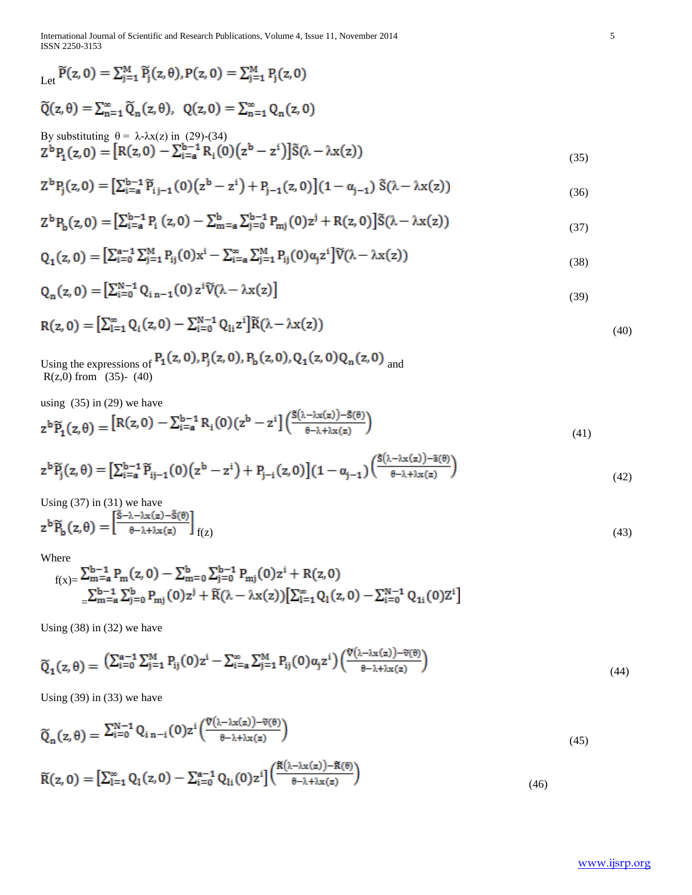Let $\widetilde{P}(z,0) = \sum_{j=1}^{M} \widetilde{P}_j(z,\theta), P(z,0) = \sum_{j=1}^{M} P_j(z,0)$

$\widetilde{Q}(z,\theta) = \sum_{n=1}^{\infty} \widetilde{Q}_n(z,\theta), \;\; Q(z,0) = \sum_{n=1}^{\infty} Q_n(z,0)$

By substituting $\theta = \lambda\text{-}\lambda x(z)$ in (29)-(34)

$$Z^b P_1(z,0) = \left[R(z,0) - \sum_{i=a}^{b-1} R_i(0)\left(z^b - z^i\right)\right]\widetilde{S}(\lambda - \lambda x(z)) \tag{35}$$

$$Z^b P_j(z,0) = \left[\sum_{i=a}^{b-1} \widetilde{P}_{i\,j-1}(0)\left(z^b - z^i\right) + P_{j-1}(z,0)\right](1-\alpha_{j-1})\,\widetilde{S}(\lambda - \lambda x(z)) \tag{36}$$

$$Z^b P_b(z,0) = \left[\sum_{i=a}^{b-1} P_i\,(z,0) - \sum_{m=a}^{b}\sum_{j=0}^{b-1} P_{mj}(0) z^j + R(z,0)\right]\widetilde{S}(\lambda - \lambda x(z)) \tag{37}$$

$$Q_1(z,0) = \left[\sum_{i=0}^{a-1}\sum_{j=1}^{M} P_{ij}(0) x^i - \sum_{i=a}^{\infty}\sum_{j=1}^{M} P_{ij}(0)\alpha_j z^i\right]\widetilde{V}(\lambda - \lambda x(z)) \tag{38}$$

$$Q_n(z,0) = \left[\sum_{i=0}^{N-1} Q_{i\,n-1}(0)\, z^i \widetilde{V}(\lambda - \lambda x(z)\right] \tag{39}$$

$$R(z,0) = \left[\sum_{l=1}^{\infty} Q_l(z,0) - \sum_{i=0}^{N-1} Q_{li} z^i\right]\widetilde{R}(\lambda - \lambda x(z)) \tag{40}$$

Using the expressions of $P_1(z,0), P_j(z,0), P_b(z,0), Q_1(z,0) Q_n(z,0)$ and R(z,0) from (35)- (40)

using (35) in (29) we have

$$z^b \widetilde{P}_1(z,\theta) = \left[R(z,0) - \sum_{i=a}^{b-1} R_i(0)(z^b - z^i\right]\left(\frac{\widetilde{S}(\lambda - \lambda x(z)) - \widetilde{S}(\theta)}{\theta - \lambda + \lambda x(z)}\right) \tag{41}$$

$$z^b \widetilde{P}_j(z,\theta) = \left[\sum_{i=a}^{b-1} \widetilde{P}_{ij-1}(0)\left(z^b - z^i\right) + P_{j-i}(z,0)\right](1-\alpha_{j-1})\left(\frac{\widetilde{S}(\lambda - \lambda x(z)) - \widetilde{S}(\theta)}{\theta - \lambda + \lambda x(z)}\right) \tag{42}$$

Using (37) in (31) we have

$$z^b \widetilde{P}_b(z,\theta) = \left[\frac{\widetilde{S} - \lambda - \lambda x(z) - \widetilde{S}(\theta)}{\theta - \lambda + \lambda x(z)}\right] f(z) \tag{43}$$

Where

$$f(x) = \sum_{m=a}^{b-1} P_m(z,0) - \sum_{m=0}^{b}\sum_{j=0}^{b-1} P_{mj}(0) z^i + R(z,0)$$
$$= \sum_{m=a}^{b-1}\sum_{j=0}^{b} P_{mj}(0) z^j + \widetilde{R}(\lambda - \lambda x(z))\left[\sum_{l=1}^{\infty} Q_l(z,0) - \sum_{i=0}^{N-1} Q_{1i}(0) Z^i\right]$$

Using (38) in (32) we have

$$\widetilde{Q}_1(z,\theta) = \left(\sum_{i=0}^{a-1}\sum_{j=1}^{M} P_{ij}(0) z^i - \sum_{i=a}^{\infty}\sum_{j=1}^{M} P_{ij}(0)\alpha_j z^i\right)\left(\frac{\widetilde{V}(\lambda - \lambda x(z)) - \widetilde{V}(\theta)}{\theta - \lambda + \lambda x(z)}\right) \tag{44}$$

Using (39) in (33) we have

$$\widetilde{Q}_n(z,\theta) = \sum_{i=0}^{N-1} Q_{i\,n-i}(0) z^i \left(\frac{\widetilde{V}(\lambda - \lambda x(z)) - \widetilde{V}(\theta)}{\theta - \lambda + \lambda x(z)}\right) \tag{45}$$

$$\widetilde{R}(z,0) = \left[\sum_{l=1}^{\infty} Q_l(z,0) - \sum_{i=0}^{a-1} Q_{li}(0) z^i\right]\left(\frac{\widetilde{R}(\lambda - \lambda x(z)) - \widetilde{R}(\theta)}{\theta - \lambda + \lambda x(z)}\right) \tag{46}$$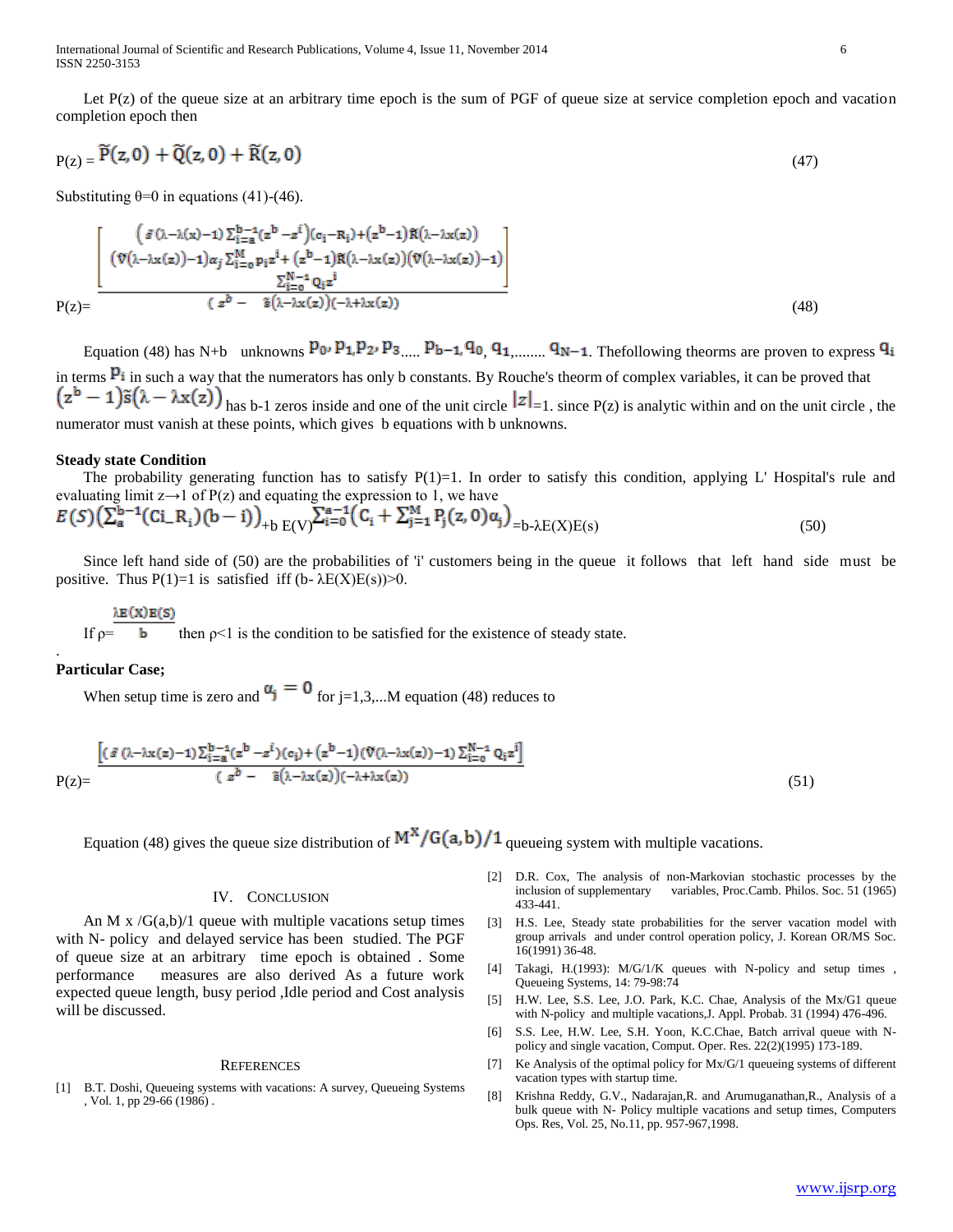Let P(z) of the queue size at an arbitrary time epoch is the sum of PGF of queue size at service completion epoch and vacation completion epoch then

$$P(z) = \tilde{P}(z,0) + \tilde{Q}(z,0) + \tilde{R}(z,0) \tag{47}$$

Substituting θ=0 in equations (41)-(46).

$$P(z)= \frac{\left[\begin{array}{c} \left(\tilde{s}(\lambda-\lambda(x)-1)\sum_{i=a}^{b-1}(z^b - z^i)\right)(c_i - R_i) + (z^b-1)\tilde{R}(\lambda-\lambda x(z)) \\ (\tilde{V}(\lambda-\lambda x(z))-1)\alpha_j \sum_{i=0}^{M} p_i z^i + (z^b-1)\tilde{R}(\lambda-\lambda x(z))(\tilde{V}(\lambda-\lambda x(z))-1) \\ \sum_{i=0}^{N-1} Q_i z^i \end{array}\right]}{(z^b - \tilde{s}(\lambda-\lambda x(z))(-\lambda+\lambda x(z))} \tag{48}$$

Equation (48) has N+b unknowns $p_0, p_1, p_2, p_3 \ldots\ldots p_{b-1}, q_0, q_1, \ldots\ldots q_{N-1}$. Thefollowing theorms are proven to express $q_i$ in terms $p_i$ in such a way that the numerators has only b constants. By Rouche's theorm of complex variables, it can be proved that $(z^b-1)\tilde{s}(\lambda-\lambda x(z))$ has b-1 zeros inside and one of the unit circle $|z|$=1. since P(z) is analytic within and on the unit circle , the numerator must vanish at these points, which gives b equations with b unknowns.

**Steady state Condition**

The probability generating function has to satisfy P(1)=1. In order to satisfy this condition, applying L' Hospital's rule and evaluating limit z→1 of P(z) and equating the expression to 1, we have

$$E(S)\left(\sum_a^{b-1}(Ci\_R_i)(b-i)\right) + b\,E(V)\sum_{i=0}^{a-1}\left(C_i + \sum_{j=1}^{M} P_j(z,0)\alpha_j\right) = b-\lambda E(X)E(s) \tag{50}$$

Since left hand side of (50) are the probabilities of 'i' customers being in the queue it follows that left hand side must be positive. Thus P(1)=1 is satisfied iff (b- λE(X)E(s))>0.

If $\rho = \frac{\lambda E(X)E(S)}{b}$ then ρ<1 is the condition to be satisfied for the existence of steady state.

**Particular Case;**

When setup time is zero and $\alpha_j = 0$ for j=1,3,...M equation (48) reduces to

$$P(z)= \frac{\left[(\tilde{s}(\lambda-\lambda x(z))-1)\sum_{i=a}^{b-1}(z^b - z^i)(c_i) + (z^b-1)(\tilde{V}(\lambda-\lambda x(z))-1)\sum_{i=0}^{N-1} Q_i z^i\right]}{(z^b - \tilde{s}(\lambda-\lambda x(z))(-\lambda+\lambda x(z))} \tag{51}$$

Equation (48) gives the queue size distribution of $M^X/G(a,b)/1$ queueing system with multiple vacations.

## IV. Conclusion

An M x /G(a,b)/1 queue with multiple vacations setup times with N- policy and delayed service has been studied. The PGF of queue size at an arbitrary time epoch is obtained . Some performance measures are also derived As a future work expected queue length, busy period ,Idle period and Cost analysis will be discussed.

## References

[1] B.T. Doshi, Queueing systems with vacations: A survey, Queueing Systems , Vol. 1, pp 29-66 (1986) .

[2] D.R. Cox, The analysis of non-Markovian stochastic processes by the inclusion of supplementary variables, Proc.Camb. Philos. Soc. 51 (1965) 433-441.

[3] H.S. Lee, Steady state probabilities for the server vacation model with group arrivals and under control operation policy, J. Korean OR/MS Soc. 16(1991) 36-48.

[4] Takagi, H.(1993): M/G/1/K queues with N-policy and setup times , Queueing Systems, 14: 79-98:74

[5] H.W. Lee, S.S. Lee, J.O. Park, K.C. Chae, Analysis of the Mx/G1 queue with N-policy and multiple vacations,J. Appl. Probab. 31 (1994) 476-496.

[6] S.S. Lee, H.W. Lee, S.H. Yoon, K.C.Chae, Batch arrival queue with N-policy and single vacation, Comput. Oper. Res. 22(2)(1995) 173-189.

[7] Ke Analysis of the optimal policy for Mx/G/1 queueing systems of different vacation types with startup time.

[8] Krishna Reddy, G.V., Nadarajan,R. and Arumuganathan,R., Analysis of a bulk queue with N- Policy multiple vacations and setup times, Computers Ops. Res, Vol. 25, No.11, pp. 957-967,1998.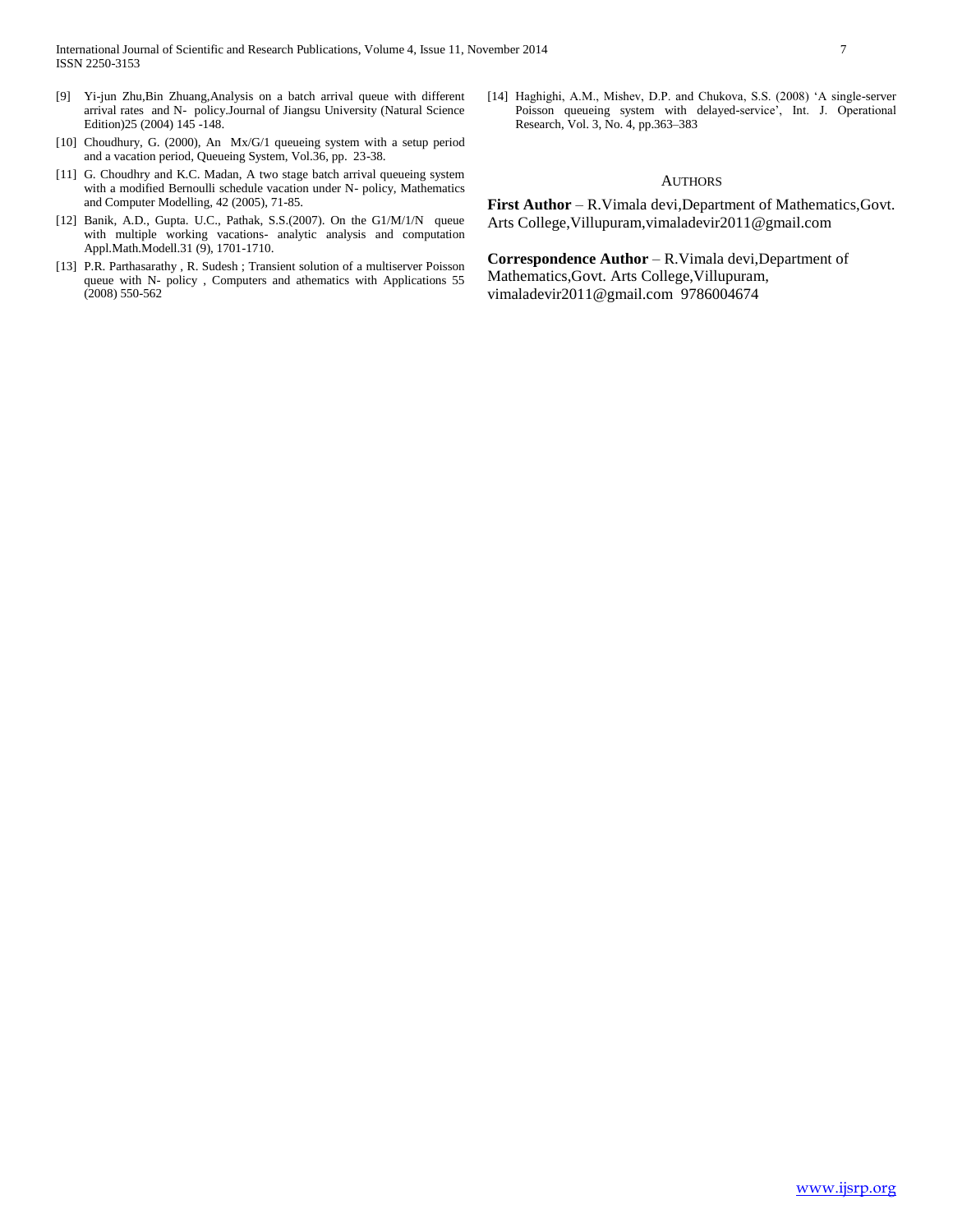[9] Yi-jun Zhu,Bin Zhuang,Analysis on a batch arrival queue with different arrival rates and N- policy.Journal of Jiangsu University (Natural Science Edition)25 (2004) 145 -148.

[10] Choudhury, G. (2000), An Mx/G/1 queueing system with a setup period and a vacation period, Queueing System, Vol.36, pp. 23-38.

[11] G. Choudhry and K.C. Madan, A two stage batch arrival queueing system with a modified Bernoulli schedule vacation under N- policy, Mathematics and Computer Modelling, 42 (2005), 71-85.

[12] Banik, A.D., Gupta. U.C., Pathak, S.S.(2007). On the G1/M/1/N queue with multiple working vacations- analytic analysis and computation Appl.Math.Modell.31 (9), 1701-1710.

[13] P.R. Parthasarathy , R. Sudesh ; Transient solution of a multiserver Poisson queue with N- policy , Computers and athematics with Applications 55 (2008) 550-562

[14] Haghighi, A.M., Mishev, D.P. and Chukova, S.S. (2008) 'A single-server Poisson queueing system with delayed-service', Int. J. Operational Research, Vol. 3, No. 4, pp.363–383

## AUTHORS

**First Author** – R.Vimala devi,Department of Mathematics,Govt. Arts College,Villupuram,vimaladevir2011@gmail.com

**Correspondence Author** – R.Vimala devi,Department of Mathematics,Govt. Arts College,Villupuram, vimaladevir2011@gmail.com 9786004674